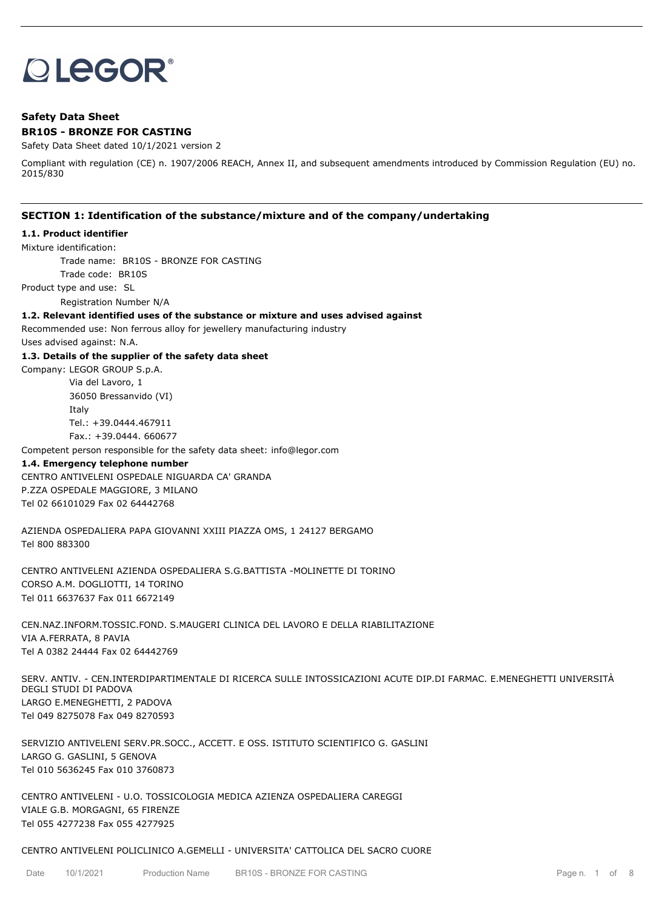LEGOR®

**Safety Data Sheet**

**BR10S - BRONZE FOR CASTING**

Safety Data Sheet dated 10/1/2021 version 2

Compliant with regulation (CE) n. 1907/2006 REACH, Annex II, and subsequent amendments introduced by Commission Regulation (EU) no. 2015/830

## SECTION 1: Identification of the substance/mixture and of the company/undertaking

### 1.1. Product identifier

Mixture identification:

Trade name: BR10S - BRONZE FOR CASTING

Trade code: BR10S

Product type and use: SL

Registration Number N/A

### 1.2. Relevant identified uses of the substance or mixture and uses advised against

Recommended use: Non ferrous alloy for jewellery manufacturing industry

Uses advised against: N.A.

### 1.3. Details of the supplier of the safety data sheet

Company: LEGOR GROUP S.p.A.

Via del Lavoro, 1

36050 Bressanvido (VI)

Italy

Tel.: +39.0444.467911

Fax.: +39.0444. 660677

Competent person responsible for the safety data sheet: info@legor.com

### 1.4. Emergency telephone number

CENTRO ANTIVELENI OSPEDALE NIGUARDA CA' GRANDA
P.ZZA OSPEDALE MAGGIORE, 3 MILANO
Tel 02 66101029 Fax 02 64442768

AZIENDA OSPEDALIERA PAPA GIOVANNI XXIII PIAZZA OMS, 1 24127 BERGAMO
Tel 800 883300

CENTRO ANTIVELENI AZIENDA OSPEDALIERA S.G.BATTISTA -MOLINETTE DI TORINO
CORSO A.M. DOGLIOTTI, 14 TORINO
Tel 011 6637637 Fax 011 6672149

CEN.NAZ.INFORM.TOSSIC.FOND. S.MAUGERI CLINICA DEL LAVORO E DELLA RIABILITAZIONE
VIA A.FERRATA, 8 PAVIA
Tel A 0382 24444 Fax 02 64442769

SERV. ANTIV. - CEN.INTERDIPARTIMENTALE DI RICERCA SULLE INTOSSICAZIONI ACUTE DIP.DI FARMAC. E.MENEGHETTI UNIVERSITÀ DEGLI STUDI DI PADOVA
LARGO E.MENEGHETTI, 2 PADOVA
Tel 049 8275078 Fax 049 8270593

SERVIZIO ANTIVELENI SERV.PR.SOCC., ACCETT. E OSS. ISTITUTO SCIENTIFICO G. GASLINI
LARGO G. GASLINI, 5 GENOVA
Tel 010 5636245 Fax 010 3760873

CENTRO ANTIVELENI - U.O. TOSSICOLOGIA MEDICA AZIENZA OSPEDALIERA CAREGGI
VIALE G.B. MORGAGNI, 65 FIRENZE
Tel 055 4277238 Fax 055 4277925

CENTRO ANTIVELENI POLICLINICO A.GEMELLI - UNIVERSITA' CATTOLICA DEL SACRO CUORE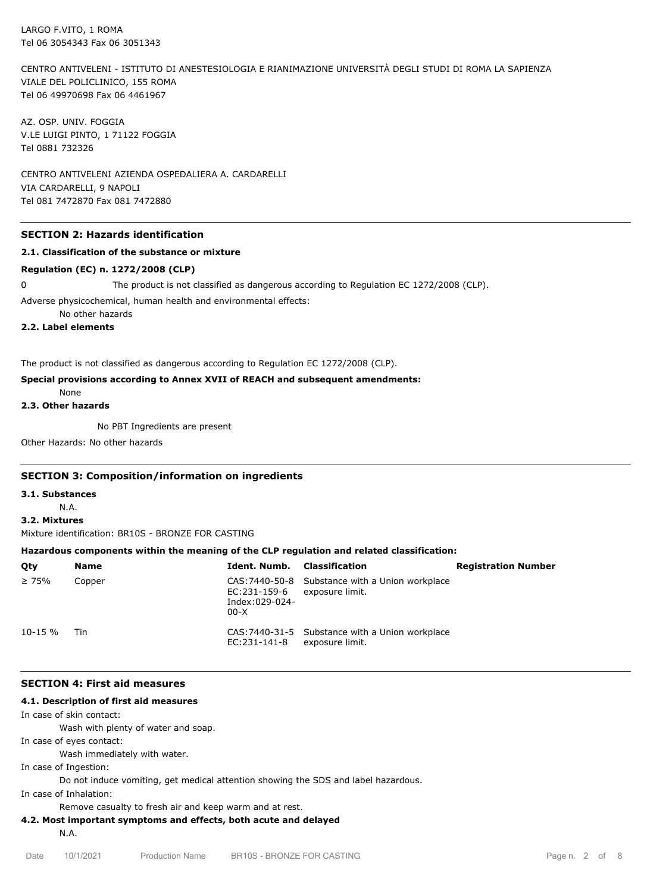LARGO F.VITO, 1 ROMA
Tel 06 3054343 Fax 06 3051343

CENTRO ANTIVELENI - ISTITUTO DI ANESTESIOLOGIA E RIANIMAZIONE UNIVERSITÀ DEGLI STUDI DI ROMA LA SAPIENZA
VIALE DEL POLICLINICO, 155 ROMA
Tel 06 49970698 Fax 06 4461967

AZ. OSP. UNIV. FOGGIA
V.LE LUIGI PINTO, 1 71122 FOGGIA
Tel 0881 732326

CENTRO ANTIVELENI AZIENDA OSPEDALIERA A. CARDARELLI
VIA CARDARELLI, 9 NAPOLI
Tel 081 7472870 Fax 081 7472880

## SECTION 2: Hazards identification

### 2.1. Classification of the substance or mixture

**Regulation (EC) n. 1272/2008 (CLP)**

0 The product is not classified as dangerous according to Regulation EC 1272/2008 (CLP).

Adverse physicochemical, human health and environmental effects:

No other hazards

### 2.2. Label elements

The product is not classified as dangerous according to Regulation EC 1272/2008 (CLP).

**Special provisions according to Annex XVII of REACH and subsequent amendments:**

None

### 2.3. Other hazards

No PBT Ingredients are present

Other Hazards: No other hazards

## SECTION 3: Composition/information on ingredients

### 3.1. Substances

N.A.

### 3.2. Mixtures

Mixture identification: BR10S - BRONZE FOR CASTING

**Hazardous components within the meaning of the CLP regulation and related classification:**

| Qty | Name | Ident. Numb. | Classification | Registration Number |
|---|---|---|---|---|
| ≥ 75% | Copper | CAS:7440-50-8 EC:231-159-6 Index:029-024-00-X | Substance with a Union workplace exposure limit. | |
| 10-15 % | Tin | CAS:7440-31-5 EC:231-141-8 | Substance with a Union workplace exposure limit. | |

## SECTION 4: First aid measures

### 4.1. Description of first aid measures

In case of skin contact:

Wash with plenty of water and soap.

In case of eyes contact:

Wash immediately with water.

In case of Ingestion:

Do not induce vomiting, get medical attention showing the SDS and label hazardous.

In case of Inhalation:

Remove casualty to fresh air and keep warm and at rest.

### 4.2. Most important symptoms and effects, both acute and delayed

N.A.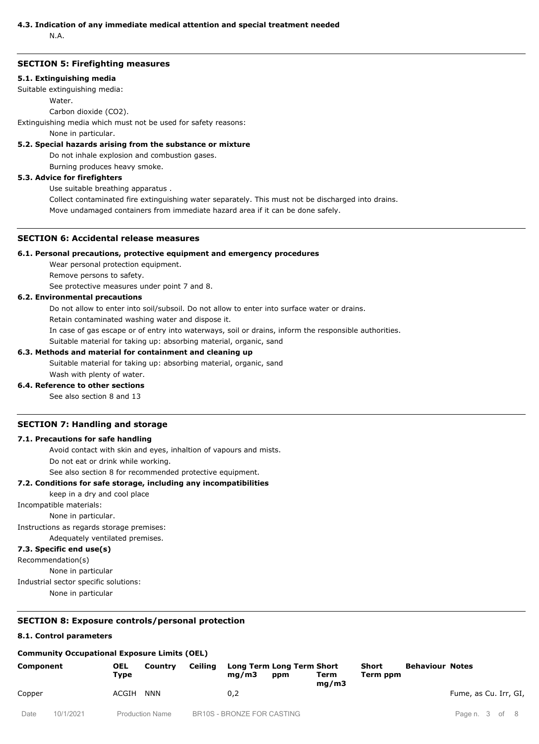### 4.3. Indication of any immediate medical attention and special treatment needed

N.A.

## SECTION 5: Firefighting measures

### 5.1. Extinguishing media

Suitable extinguishing media:

Water.

Carbon dioxide ($CO_2$).

Extinguishing media which must not be used for safety reasons:

None in particular.

### 5.2. Special hazards arising from the substance or mixture

Do not inhale explosion and combustion gases.

Burning produces heavy smoke.

### 5.3. Advice for firefighters

Use suitable breathing apparatus .

Collect contaminated fire extinguishing water separately. This must not be discharged into drains.

Move undamaged containers from immediate hazard area if it can be done safely.

## SECTION 6: Accidental release measures

### 6.1. Personal precautions, protective equipment and emergency procedures

Wear personal protection equipment.

Remove persons to safety.

See protective measures under point 7 and 8.

### 6.2. Environmental precautions

Do not allow to enter into soil/subsoil. Do not allow to enter into surface water or drains.

Retain contaminated washing water and dispose it.

In case of gas escape or of entry into waterways, soil or drains, inform the responsible authorities.

Suitable material for taking up: absorbing material, organic, sand

### 6.3. Methods and material for containment and cleaning up

Suitable material for taking up: absorbing material, organic, sand

Wash with plenty of water.

### 6.4. Reference to other sections

See also section 8 and 13

## SECTION 7: Handling and storage

### 7.1. Precautions for safe handling

Avoid contact with skin and eyes, inhaltion of vapours and mists.

Do not eat or drink while working.

See also section 8 for recommended protective equipment.

### 7.2. Conditions for safe storage, including any incompatibilities

keep in a dry and cool place

Incompatible materials:

None in particular.

Instructions as regards storage premises:

Adequately ventilated premises.

### 7.3. Specific end use(s)

Recommendation(s)

None in particular

Industrial sector specific solutions:

None in particular

## SECTION 8: Exposure controls/personal protection

### 8.1. Control parameters

**Community Occupational Exposure Limits (OEL)**

| Component | OEL Type | Country | Ceiling | Long Term mg/m3 | Long Term ppm | Short Term mg/m3 | Short Term ppm | Behaviour | Notes |
|---|---|---|---|---|---|---|---|---|---|
| Copper | ACGIH | NNN | | 0,2 | | | | | Fume, as Cu. Irr, GI, |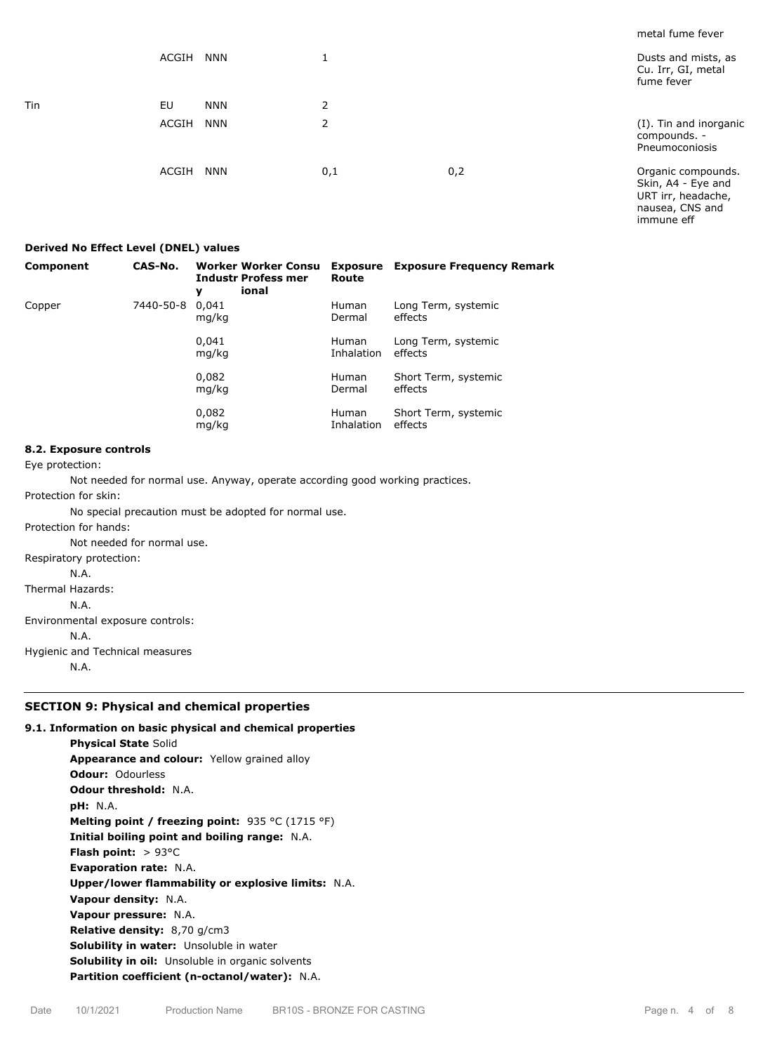| | | | | | metal fume fever |
|---|---|---|---|---|---|
| | ACGIH | NNN | 1 | | Dusts and mists, as Cu. Irr, GI, metal fume fever |
| Tin | EU | NNN | 2 | | |
| | ACGIH | NNN | 2 | | (I). Tin and inorganic compounds. - Pneumoconiosis |
| | ACGIH | NNN | 0,1 | 0,2 | Organic compounds. Skin, A4 - Eye and URT irr, headache, nausea, CNS and immune eff |

**Derived No Effect Level (DNEL) values**

| Component | CAS-No. | Worker Industry | Worker Professional | Consumer | Exposure Route | Exposure Frequency | Remark |
|---|---|---|---|---|---|---|---|
| Copper | 7440-50-8 | 0,041 mg/kg | | | Human Dermal | Long Term, systemic effects | |
| | | 0,041 mg/kg | | | Human Inhalation | Long Term, systemic effects | |
| | | 0,082 mg/kg | | | Human Dermal | Short Term, systemic effects | |
| | | 0,082 mg/kg | | | Human Inhalation | Short Term, systemic effects | |

**8.2. Exposure controls**

Eye protection:

Not needed for normal use. Anyway, operate according good working practices.

Protection for skin:

No special precaution must be adopted for normal use.

Protection for hands:

Not needed for normal use.

Respiratory protection:

N.A.

Thermal Hazards:

N.A.

Environmental exposure controls:

N.A.

Hygienic and Technical measures

N.A.

## SECTION 9: Physical and chemical properties

**9.1. Information on basic physical and chemical properties**

**Physical State** Solid
**Appearance and colour:** Yellow grained alloy
**Odour:** Odourless
**Odour threshold:** N.A.
**pH:** N.A.
**Melting point / freezing point:** 935 °C (1715 °F)
**Initial boiling point and boiling range:** N.A.
**Flash point:** > 93°C
**Evaporation rate:** N.A.
**Upper/lower flammability or explosive limits:** N.A.
**Vapour density:** N.A.
**Vapour pressure:** N.A.
**Relative density:** 8,70 g/cm3
**Solubility in water:** Unsoluble in water
**Solubility in oil:** Unsoluble in organic solvents
**Partition coefficient (n-octanol/water):** N.A.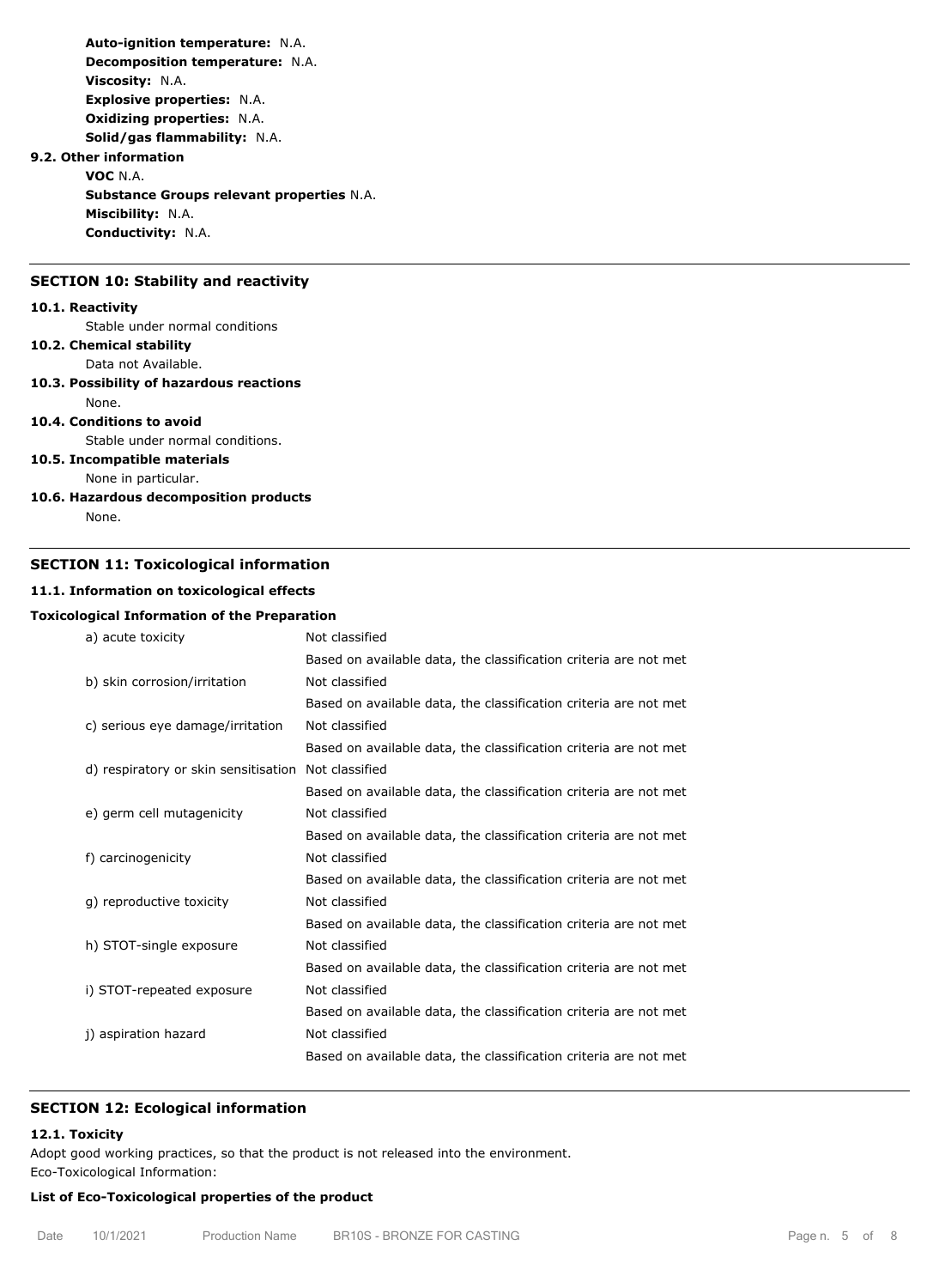**Auto-ignition temperature:** N.A.
**Decomposition temperature:** N.A.
**Viscosity:** N.A.
**Explosive properties:** N.A.
**Oxidizing properties:** N.A.
**Solid/gas flammability:** N.A.

**9.2. Other information**

**VOC** N.A.
**Substance Groups relevant properties** N.A.
**Miscibility:** N.A.
**Conductivity:** N.A.

## SECTION 10: Stability and reactivity

**10.1. Reactivity**

Stable under normal conditions

**10.2. Chemical stability**

Data not Available.

**10.3. Possibility of hazardous reactions**

None.

**10.4. Conditions to avoid**

Stable under normal conditions.

**10.5. Incompatible materials**

None in particular.

**10.6. Hazardous decomposition products**

None.

## SECTION 11: Toxicological information

**11.1. Information on toxicological effects**

**Toxicological Information of the Preparation**

| | |
|---|---|
| a) acute toxicity | Not classified<br>Based on available data, the classification criteria are not met |
| b) skin corrosion/irritation | Not classified<br>Based on available data, the classification criteria are not met |
| c) serious eye damage/irritation | Not classified<br>Based on available data, the classification criteria are not met |
| d) respiratory or skin sensitisation | Not classified<br>Based on available data, the classification criteria are not met |
| e) germ cell mutagenicity | Not classified<br>Based on available data, the classification criteria are not met |
| f) carcinogenicity | Not classified<br>Based on available data, the classification criteria are not met |
| g) reproductive toxicity | Not classified<br>Based on available data, the classification criteria are not met |
| h) STOT-single exposure | Not classified<br>Based on available data, the classification criteria are not met |
| i) STOT-repeated exposure | Not classified<br>Based on available data, the classification criteria are not met |
| j) aspiration hazard | Not classified<br>Based on available data, the classification criteria are not met |

## SECTION 12: Ecological information

**12.1. Toxicity**

Adopt good working practices, so that the product is not released into the environment.
Eco-Toxicological Information:

**List of Eco-Toxicological properties of the product**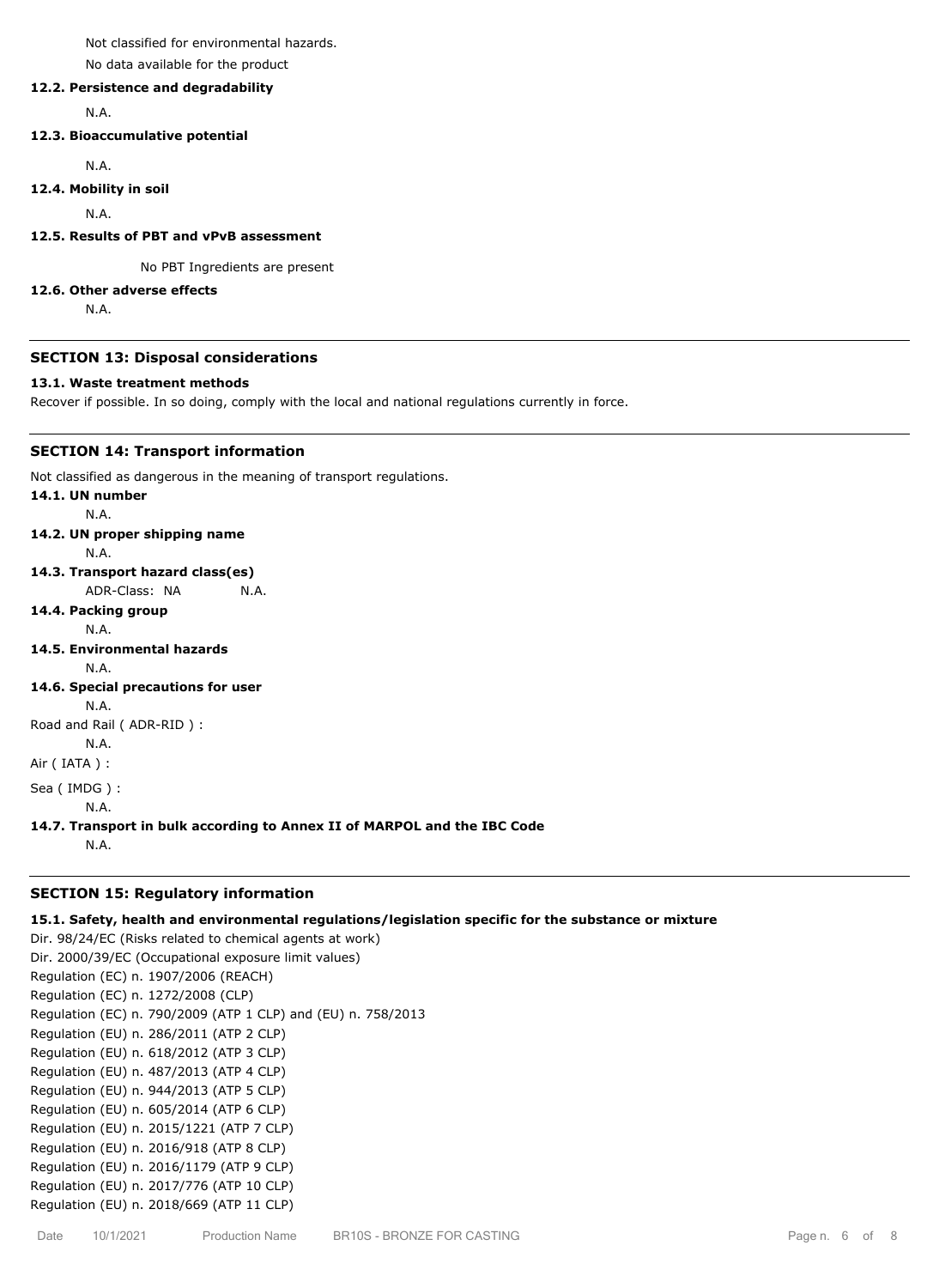Not classified for environmental hazards.

No data available for the product

**12.2. Persistence and degradability**

N.A.

**12.3. Bioaccumulative potential**

N.A.

**12.4. Mobility in soil**

N.A.

**12.5. Results of PBT and vPvB assessment**

No PBT Ingredients are present

**12.6. Other adverse effects**

N.A.

## SECTION 13: Disposal considerations

**13.1. Waste treatment methods**

Recover if possible. In so doing, comply with the local and national regulations currently in force.

## SECTION 14: Transport information

Not classified as dangerous in the meaning of transport regulations.

**14.1. UN number**

N.A.

**14.2. UN proper shipping name**

N.A.

**14.3. Transport hazard class(es)**

ADR-Class: NA N.A.

**14.4. Packing group**

N.A.

**14.5. Environmental hazards**

N.A.

**14.6. Special precautions for user**

N.A.

Road and Rail ( ADR-RID ) :

N.A.

Air ( IATA ) :

Sea ( IMDG ) :

N.A.

**14.7. Transport in bulk according to Annex II of MARPOL and the IBC Code**

N.A.

## SECTION 15: Regulatory information

**15.1. Safety, health and environmental regulations/legislation specific for the substance or mixture**

Dir. 98/24/EC (Risks related to chemical agents at work)
Dir. 2000/39/EC (Occupational exposure limit values)
Regulation (EC) n. 1907/2006 (REACH)
Regulation (EC) n. 1272/2008 (CLP)
Regulation (EC) n. 790/2009 (ATP 1 CLP) and (EU) n. 758/2013
Regulation (EU) n. 286/2011 (ATP 2 CLP)
Regulation (EU) n. 618/2012 (ATP 3 CLP)
Regulation (EU) n. 487/2013 (ATP 4 CLP)
Regulation (EU) n. 944/2013 (ATP 5 CLP)
Regulation (EU) n. 605/2014 (ATP 6 CLP)
Regulation (EU) n. 2015/1221 (ATP 7 CLP)
Regulation (EU) n. 2016/918 (ATP 8 CLP)
Regulation (EU) n. 2016/1179 (ATP 9 CLP)
Regulation (EU) n. 2017/776 (ATP 10 CLP)
Regulation (EU) n. 2018/669 (ATP 11 CLP)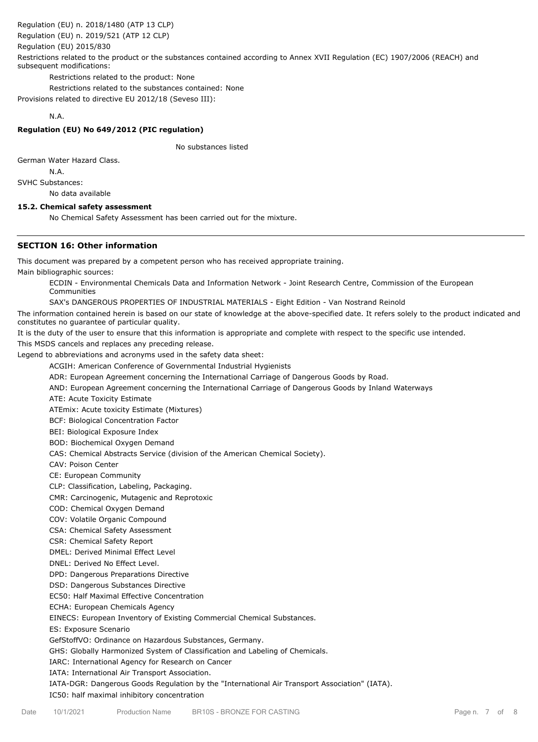Regulation (EU) n. 2018/1480 (ATP 13 CLP)

Regulation (EU) n. 2019/521 (ATP 12 CLP)

Regulation (EU) 2015/830

Restrictions related to the product or the substances contained according to Annex XVII Regulation (EC) 1907/2006 (REACH) and subsequent modifications:

Restrictions related to the product: None

Restrictions related to the substances contained: None

Provisions related to directive EU 2012/18 (Seveso III):

N.A.

**Regulation (EU) No 649/2012 (PIC regulation)**

No substances listed

German Water Hazard Class.

N.A.

SVHC Substances:

No data available

**15.2. Chemical safety assessment**

No Chemical Safety Assessment has been carried out for the mixture.

## SECTION 16: Other information

This document was prepared by a competent person who has received appropriate training.

Main bibliographic sources:

ECDIN - Environmental Chemicals Data and Information Network - Joint Research Centre, Commission of the European Communities

SAX's DANGEROUS PROPERTIES OF INDUSTRIAL MATERIALS - Eight Edition - Van Nostrand Reinold

The information contained herein is based on our state of knowledge at the above-specified date. It refers solely to the product indicated and constitutes no guarantee of particular quality.

It is the duty of the user to ensure that this information is appropriate and complete with respect to the specific use intended.

This MSDS cancels and replaces any preceding release.

Legend to abbreviations and acronyms used in the safety data sheet:

ACGIH: American Conference of Governmental Industrial Hygienists

ADR: European Agreement concerning the International Carriage of Dangerous Goods by Road.

AND: European Agreement concerning the International Carriage of Dangerous Goods by Inland Waterways

ATE: Acute Toxicity Estimate

ATEmix: Acute toxicity Estimate (Mixtures)

BCF: Biological Concentration Factor

BEI: Biological Exposure Index

BOD: Biochemical Oxygen Demand

CAS: Chemical Abstracts Service (division of the American Chemical Society).

CAV: Poison Center

CE: European Community

CLP: Classification, Labeling, Packaging.

CMR: Carcinogenic, Mutagenic and Reprotoxic

COD: Chemical Oxygen Demand

COV: Volatile Organic Compound

CSA: Chemical Safety Assessment

CSR: Chemical Safety Report

DMEL: Derived Minimal Effect Level

DNEL: Derived No Effect Level.

DPD: Dangerous Preparations Directive

DSD: Dangerous Substances Directive

EC50: Half Maximal Effective Concentration

ECHA: European Chemicals Agency

EINECS: European Inventory of Existing Commercial Chemical Substances.

ES: Exposure Scenario

GefStoffVO: Ordinance on Hazardous Substances, Germany.

GHS: Globally Harmonized System of Classification and Labeling of Chemicals.

IARC: International Agency for Research on Cancer

IATA: International Air Transport Association.

IATA-DGR: Dangerous Goods Regulation by the "International Air Transport Association" (IATA).

IC50: half maximal inhibitory concentration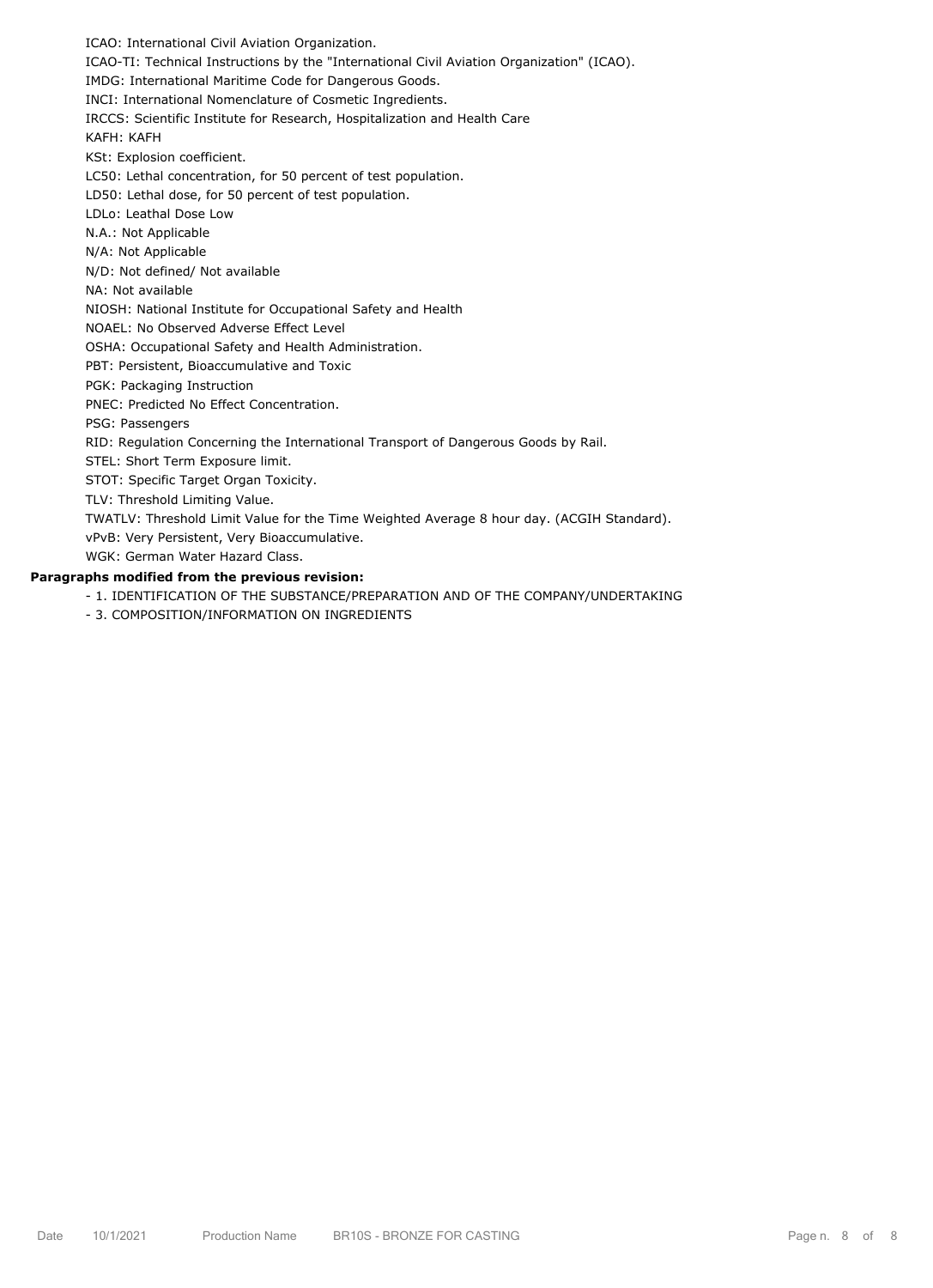ICAO: International Civil Aviation Organization.

ICAO-TI: Technical Instructions by the "International Civil Aviation Organization" (ICAO).

IMDG: International Maritime Code for Dangerous Goods.

INCI: International Nomenclature of Cosmetic Ingredients.

IRCCS: Scientific Institute for Research, Hospitalization and Health Care

KAFH: KAFH

KSt: Explosion coefficient.

LC50: Lethal concentration, for 50 percent of test population.

LD50: Lethal dose, for 50 percent of test population.

LDLo: Leathal Dose Low

N.A.: Not Applicable

N/A: Not Applicable

N/D: Not defined/ Not available

NA: Not available

NIOSH: National Institute for Occupational Safety and Health

NOAEL: No Observed Adverse Effect Level

OSHA: Occupational Safety and Health Administration.

PBT: Persistent, Bioaccumulative and Toxic

PGK: Packaging Instruction

PNEC: Predicted No Effect Concentration.

PSG: Passengers

RID: Regulation Concerning the International Transport of Dangerous Goods by Rail.

STEL: Short Term Exposure limit.

STOT: Specific Target Organ Toxicity.

TLV: Threshold Limiting Value.

TWATLV: Threshold Limit Value for the Time Weighted Average 8 hour day. (ACGIH Standard).

vPvB: Very Persistent, Very Bioaccumulative.

WGK: German Water Hazard Class.

**Paragraphs modified from the previous revision:**

- 1. IDENTIFICATION OF THE SUBSTANCE/PREPARATION AND OF THE COMPANY/UNDERTAKING
- 3. COMPOSITION/INFORMATION ON INGREDIENTS